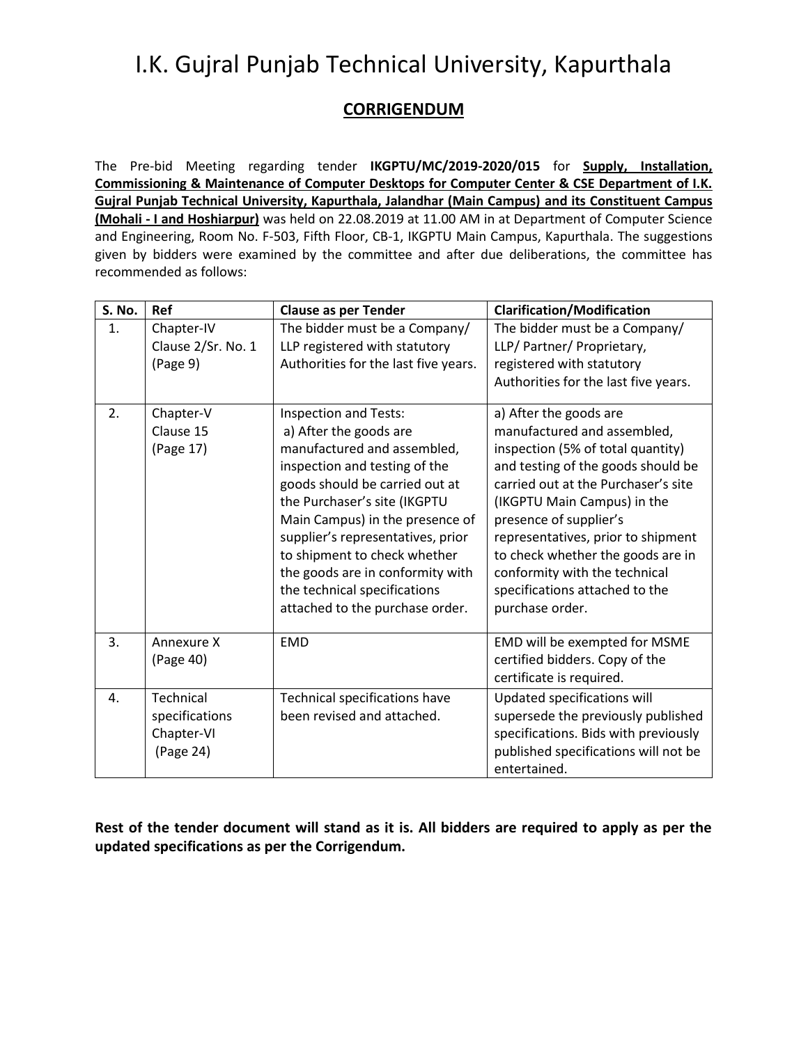# I.K. Gujral Punjab Technical University, Kapurthala

## CORRIGENDUM

The Pre-bid Meeting regarding tender **IKGPTU/MC/2019-2020/015** for **Supply, Installation, Commissioning & Maintenance of Computer Desktops for Computer Center & CSE Department of I.K. Gujral Punjab Technical University, Kapurthala, Jalandhar (Main Campus) and its Constituent Campus (Mohali - I and Hoshiarpur)** was held on 22.08.2019 at 11.00 AM in at Department of Computer Science and Engineering, Room No. F-503, Fifth Floor, CB-1, IKGPTU Main Campus, Kapurthala. The suggestions given by bidders were examined by the committee and after due deliberations, the committee has recommended as follows:

| S. No. | Ref | Clause as per Tender | Clarification/Modification |
|---|---|---|---|
| 1. | Chapter-IV Clause 2/Sr. No. 1 (Page 9) | The bidder must be a Company/ LLP registered with statutory Authorities for the last five years. | The bidder must be a Company/ LLP/ Partner/ Proprietary, registered with statutory Authorities for the last five years. |
| 2. | Chapter-V Clause 15 (Page 17) | Inspection and Tests: a) After the goods are manufactured and assembled, inspection and testing of the goods should be carried out at the Purchaser's site (IKGPTU Main Campus) in the presence of supplier's representatives, prior to shipment to check whether the goods are in conformity with the technical specifications attached to the purchase order. | a) After the goods are manufactured and assembled, inspection (5% of total quantity) and testing of the goods should be carried out at the Purchaser's site (IKGPTU Main Campus) in the presence of supplier's representatives, prior to shipment to check whether the goods are in conformity with the technical specifications attached to the purchase order. |
| 3. | Annexure X (Page 40) | EMD | EMD will be exempted for MSME certified bidders. Copy of the certificate is required. |
| 4. | Technical specifications Chapter-VI (Page 24) | Technical specifications have been revised and attached. | Updated specifications will supersede the previously published specifications. Bids with previously published specifications will not be entertained. |

**Rest of the tender document will stand as it is. All bidders are required to apply as per the updated specifications as per the Corrigendum.**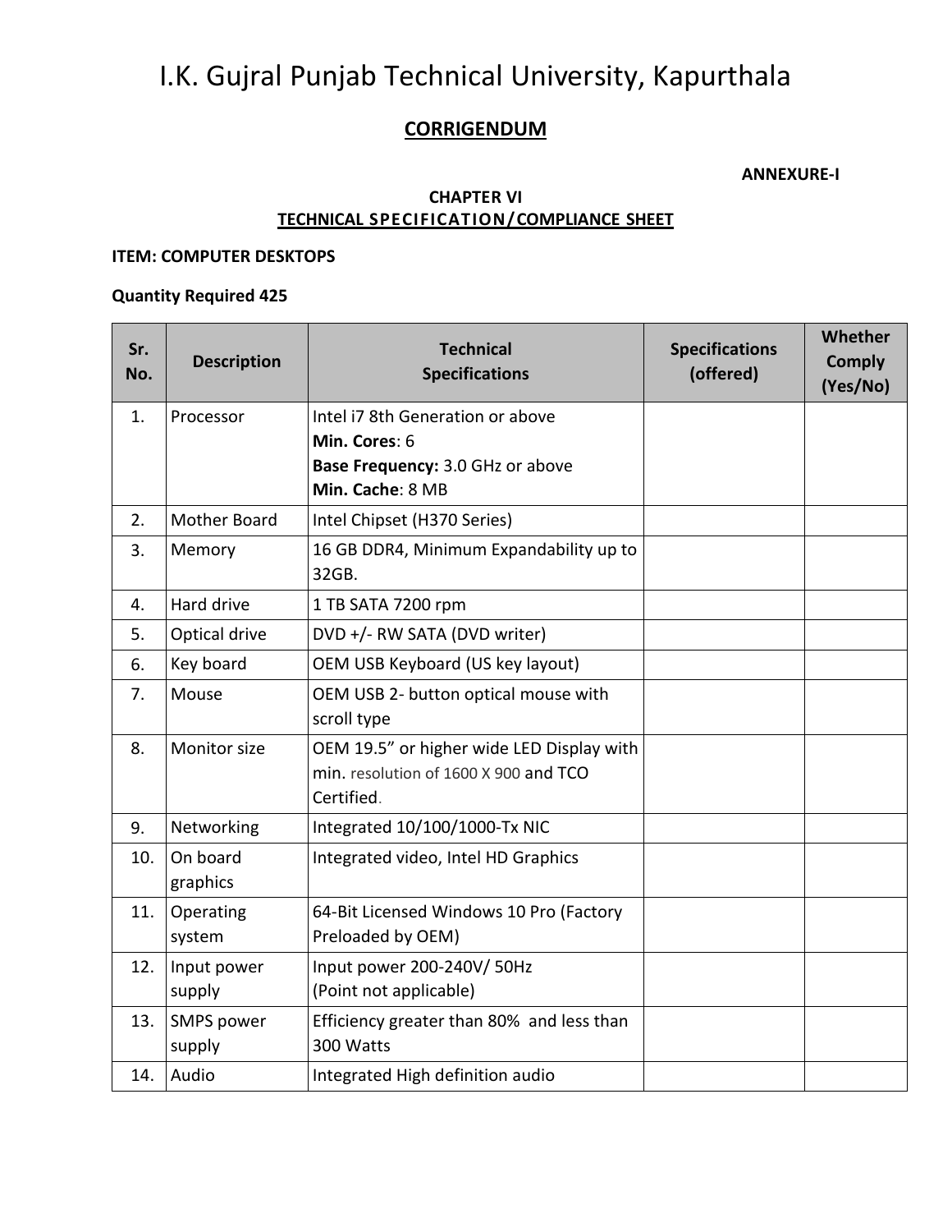# I.K. Gujral Punjab Technical University, Kapurthala

## CORRIGENDUM

**ANNEXURE-I**

**CHAPTER VI**

**TECHNICAL SPECIFICATION/COMPLIANCE SHEET**

**ITEM: COMPUTER DESKTOPS**

**Quantity Required 425**

| Sr. No. | Description | Technical Specifications | Specifications (offered) | Whether Comply (Yes/No) |
|---|---|---|---|---|
| 1. | Processor | Intel i7 8th Generation or above<br>**Min. Cores**: 6<br>**Base Frequency:** 3.0 GHz or above<br>**Min. Cache**: 8 MB | | |
| 2. | Mother Board | Intel Chipset (H370 Series) | | |
| 3. | Memory | 16 GB DDR4, Minimum Expandability up to 32GB. | | |
| 4. | Hard drive | 1 TB SATA 7200 rpm | | |
| 5. | Optical drive | DVD +/- RW SATA (DVD writer) | | |
| 6. | Key board | OEM USB Keyboard (US key layout) | | |
| 7. | Mouse | OEM USB 2- button optical mouse with scroll type | | |
| 8. | Monitor size | OEM 19.5” or higher wide LED Display with min. resolution of 1600 X 900 and TCO Certified. | | |
| 9. | Networking | Integrated 10/100/1000-Tx NIC | | |
| 10. | On board graphics | Integrated video, Intel HD Graphics | | |
| 11. | Operating system | 64-Bit Licensed Windows 10 Pro (Factory Preloaded by OEM) | | |
| 12. | Input power supply | Input power 200-240V/ 50Hz<br>(Point not applicable) | | |
| 13. | SMPS power supply | Efficiency greater than 80% and less than 300 Watts | | |
| 14. | Audio | Integrated High definition audio | | |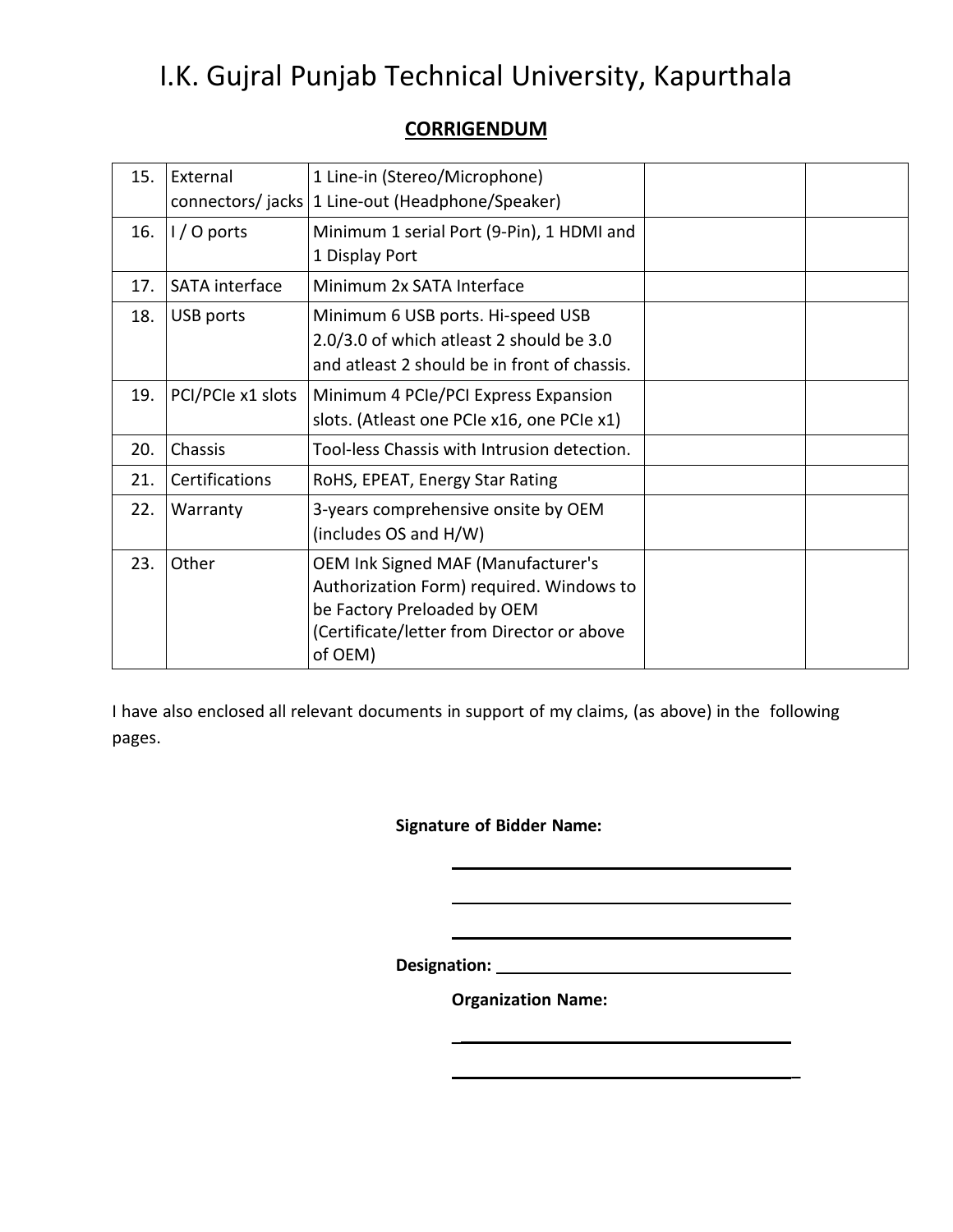# I.K. Gujral Punjab Technical University, Kapurthala

## CORRIGENDUM

| | | | | |
|---|---|---|---|---|
| 15. | External connectors/ jacks | 1 Line-in (Stereo/Microphone) 1 Line-out (Headphone/Speaker) | | |
| 16. | I / O ports | Minimum 1 serial Port (9-Pin), 1 HDMI and 1 Display Port | | |
| 17. | SATA interface | Minimum 2x SATA Interface | | |
| 18. | USB ports | Minimum 6 USB ports. Hi-speed USB 2.0/3.0 of which atleast 2 should be 3.0 and atleast 2 should be in front of chassis. | | |
| 19. | PCI/PCIe x1 slots | Minimum 4 PCIe/PCI Express Expansion slots. (Atleast one PCIe x16, one PCIe x1) | | |
| 20. | Chassis | Tool-less Chassis with Intrusion detection. | | |
| 21. | Certifications | RoHS, EPEAT, Energy Star Rating | | |
| 22. | Warranty | 3-years comprehensive onsite by OEM (includes OS and H/W) | | |
| 23. | Other | OEM Ink Signed MAF (Manufacturer's Authorization Form) required. Windows to be Factory Preloaded by OEM (Certificate/letter from Director or above of OEM) | | |

I have also enclosed all relevant documents in support of my claims, (as above) in the following pages.

**Signature of Bidder Name:**

\_\_\_\_\_\_\_\_\_\_\_\_\_\_\_\_\_\_\_\_\_\_\_\_\_\_\_\_\_\_

\_\_\_\_\_\_\_\_\_\_\_\_\_\_\_\_\_\_\_\_\_\_\_\_\_\_\_\_\_\_

\_\_\_\_\_\_\_\_\_\_\_\_\_\_\_\_\_\_\_\_\_\_\_\_\_\_\_\_\_\_

**Designation:** \_\_\_\_\_\_\_\_\_\_\_\_\_\_\_\_\_\_\_\_\_\_\_\_\_\_\_\_\_\_

**Organization Name:**

\_\_\_\_\_\_\_\_\_\_\_\_\_\_\_\_\_\_\_\_\_\_\_\_\_\_\_\_\_\_

\_\_\_\_\_\_\_\_\_\_\_\_\_\_\_\_\_\_\_\_\_\_\_\_\_\_\_\_\_\_